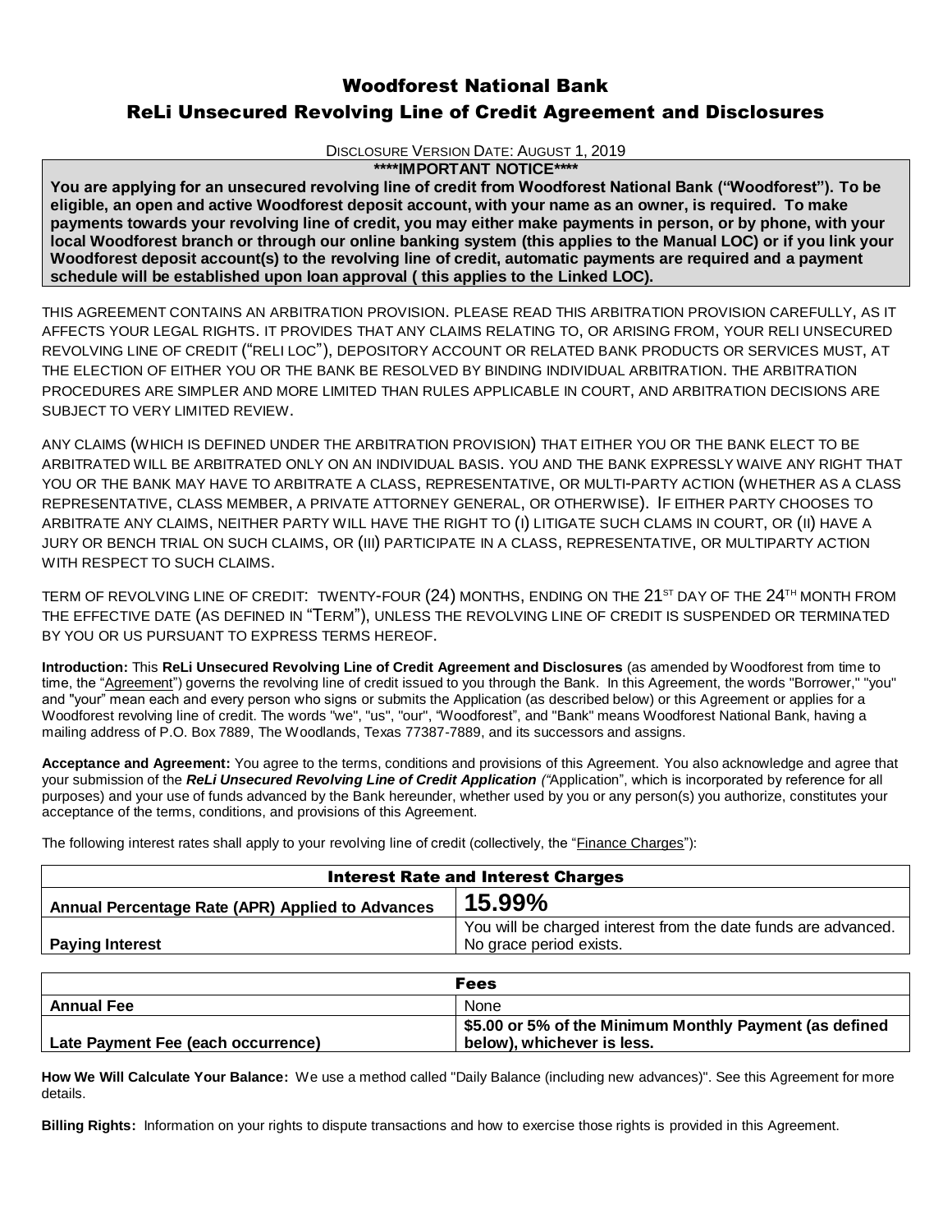# Woodforest National Bank

## ReLi Unsecured Revolving Line of Credit Agreement and Disclosures

DISCLOSURE VERSION DATE: AUGUST 1, 2019

**\*\*\*\*IMPORTANT NOTICE\*\*\*\***

**You are applying for an unsecured revolving line of credit from Woodforest National Bank ("Woodforest"). To be eligible, an open and active Woodforest deposit account, with your name as an owner, is required. To make payments towards your revolving line of credit, you may either make payments in person, or by phone, with your local Woodforest branch or through our online banking system (this applies to the Manual LOC) or if you link your Woodforest deposit account(s) to the revolving line of credit, automatic payments are required and a payment schedule will be established upon loan approval ( this applies to the Linked LOC).**

THIS AGREEMENT CONTAINS AN ARBITRATION PROVISION. PLEASE READ THIS ARBITRATION PROVISION CAREFULLY, AS IT AFFECTS YOUR LEGAL RIGHTS. IT PROVIDES THAT ANY CLAIMS RELATING TO, OR ARISING FROM, YOUR RELI UNSECURED REVOLVING LINE OF CREDIT ("RELI LOC"), DEPOSITORY ACCOUNT OR RELATED BANK PRODUCTS OR SERVICES MUST, AT THE ELECTION OF EITHER YOU OR THE BANK BE RESOLVED BY BINDING INDIVIDUAL ARBITRATION. THE ARBITRATION PROCEDURES ARE SIMPLER AND MORE LIMITED THAN RULES APPLICABLE IN COURT, AND ARBITRATION DECISIONS ARE SUBJECT TO VERY LIMITED REVIEW.

ANY CLAIMS (WHICH IS DEFINED UNDER THE ARBITRATION PROVISION) THAT EITHER YOU OR THE BANK ELECT TO BE ARBITRATED WILL BE ARBITRATED ONLY ON AN INDIVIDUAL BASIS. YOU AND THE BANK EXPRESSLY WAIVE ANY RIGHT THAT YOU OR THE BANK MAY HAVE TO ARBITRATE A CLASS, REPRESENTATIVE, OR MULTI-PARTY ACTION (WHETHER AS A CLASS REPRESENTATIVE, CLASS MEMBER, A PRIVATE ATTORNEY GENERAL, OR OTHERWISE). IF EITHER PARTY CHOOSES TO ARBITRATE ANY CLAIMS, NEITHER PARTY WILL HAVE THE RIGHT TO (I) LITIGATE SUCH CLAMS IN COURT, OR (II) HAVE A JURY OR BENCH TRIAL ON SUCH CLAIMS, OR (III) PARTICIPATE IN A CLASS, REPRESENTATIVE, OR MULTIPARTY ACTION WITH RESPECT TO SUCH CLAIMS.

TERM OF REVOLVING LINE OF CREDIT: TWENTY-FOUR (24) MONTHS, ENDING ON THE 21ST DAY OF THE 24TH MONTH FROM THE EFFECTIVE DATE (AS DEFINED IN "TERM"), UNLESS THE REVOLVING LINE OF CREDIT IS SUSPENDED OR TERMINATED BY YOU OR US PURSUANT TO EXPRESS TERMS HEREOF.

**Introduction:** This **ReLi Unsecured Revolving Line of Credit Agreement and Disclosures** (as amended by Woodforest from time to time, the "Agreement") governs the revolving line of credit issued to you through the Bank. In this Agreement, the words "Borrower," "you" and "your" mean each and every person who signs or submits the Application (as described below) or this Agreement or applies for a Woodforest revolving line of credit. The words "we", "us", "our", "Woodforest", and "Bank" means Woodforest National Bank, having a mailing address of P.O. Box 7889, The Woodlands, Texas 77387-7889, and its successors and assigns.

**Acceptance and Agreement:** You agree to the terms, conditions and provisions of this Agreement. You also acknowledge and agree that your submission of the ***ReLi Unsecured Revolving Line of Credit Application*** *("*Application", which is incorporated by reference for all purposes) and your use of funds advanced by the Bank hereunder, whether used by you or any person(s) you authorize, constitutes your acceptance of the terms, conditions, and provisions of this Agreement.

The following interest rates shall apply to your revolving line of credit (collectively, the "Finance Charges"):

| Interest Rate and Interest Charges | |
|---|---|
| **Annual Percentage Rate (APR) Applied to Advances** | **15.99%** |
| **Paying Interest** | You will be charged interest from the date funds are advanced. No grace period exists. |

| Fees | |
|---|---|
| **Annual Fee** | None |
| **Late Payment Fee (each occurrence)** | **\$5.00 or 5% of the Minimum Monthly Payment (as defined below), whichever is less.** |

**How We Will Calculate Your Balance:** We use a method called "Daily Balance (including new advances)". See this Agreement for more details.

**Billing Rights:** Information on your rights to dispute transactions and how to exercise those rights is provided in this Agreement.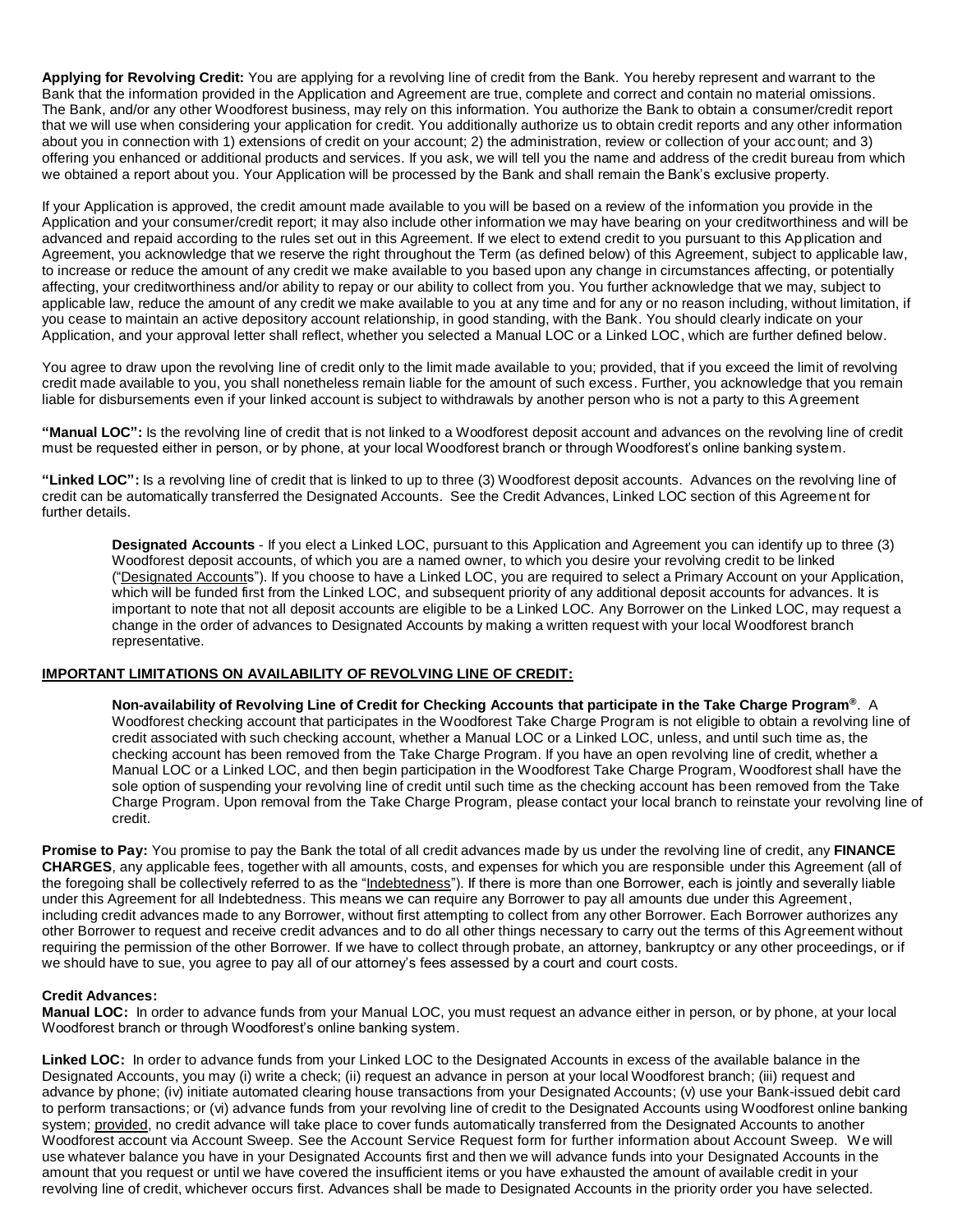**Applying for Revolving Credit:** You are applying for a revolving line of credit from the Bank. You hereby represent and warrant to the Bank that the information provided in the Application and Agreement are true, complete and correct and contain no material omissions. The Bank, and/or any other Woodforest business, may rely on this information. You authorize the Bank to obtain a consumer/credit report that we will use when considering your application for credit. You additionally authorize us to obtain credit reports and any other information about you in connection with 1) extensions of credit on your account; 2) the administration, review or collection of your account; and 3) offering you enhanced or additional products and services. If you ask, we will tell you the name and address of the credit bureau from which we obtained a report about you. Your Application will be processed by the Bank and shall remain the Bank's exclusive property.

If your Application is approved, the credit amount made available to you will be based on a review of the information you provide in the Application and your consumer/credit report; it may also include other information we may have bearing on your creditworthiness and will be advanced and repaid according to the rules set out in this Agreement. If we elect to extend credit to you pursuant to this Application and Agreement, you acknowledge that we reserve the right throughout the Term (as defined below) of this Agreement, subject to applicable law, to increase or reduce the amount of any credit we make available to you based upon any change in circumstances affecting, or potentially affecting, your creditworthiness and/or ability to repay or our ability to collect from you. You further acknowledge that we may, subject to applicable law, reduce the amount of any credit we make available to you at any time and for any or no reason including, without limitation, if you cease to maintain an active depository account relationship, in good standing, with the Bank. You should clearly indicate on your Application, and your approval letter shall reflect, whether you selected a Manual LOC or a Linked LOC, which are further defined below.

You agree to draw upon the revolving line of credit only to the limit made available to you; provided, that if you exceed the limit of revolving credit made available to you, you shall nonetheless remain liable for the amount of such excess. Further, you acknowledge that you remain liable for disbursements even if your linked account is subject to withdrawals by another person who is not a party to this Agreement

**"Manual LOC":** Is the revolving line of credit that is not linked to a Woodforest deposit account and advances on the revolving line of credit must be requested either in person, or by phone, at your local Woodforest branch or through Woodforest's online banking system.

**"Linked LOC":** Is a revolving line of credit that is linked to up to three (3) Woodforest deposit accounts. Advances on the revolving line of credit can be automatically transferred the Designated Accounts. See the Credit Advances, Linked LOC section of this Agreement for further details.

> **Designated Accounts** - If you elect a Linked LOC, pursuant to this Application and Agreement you can identify up to three (3) Woodforest deposit accounts, of which you are a named owner, to which you desire your revolving credit to be linked ("Designated Accounts"). If you choose to have a Linked LOC, you are required to select a Primary Account on your Application, which will be funded first from the Linked LOC, and subsequent priority of any additional deposit accounts for advances. It is important to note that not all deposit accounts are eligible to be a Linked LOC. Any Borrower on the Linked LOC, may request a change in the order of advances to Designated Accounts by making a written request with your local Woodforest branch representative.

**IMPORTANT LIMITATIONS ON AVAILABILITY OF REVOLVING LINE OF CREDIT:**

> **Non-availability of Revolving Line of Credit for Checking Accounts that participate in the Take Charge Program®**. A Woodforest checking account that participates in the Woodforest Take Charge Program is not eligible to obtain a revolving line of credit associated with such checking account, whether a Manual LOC or a Linked LOC, unless, and until such time as, the checking account has been removed from the Take Charge Program. If you have an open revolving line of credit, whether a Manual LOC or a Linked LOC, and then begin participation in the Woodforest Take Charge Program, Woodforest shall have the sole option of suspending your revolving line of credit until such time as the checking account has been removed from the Take Charge Program. Upon removal from the Take Charge Program, please contact your local branch to reinstate your revolving line of credit.

**Promise to Pay:** You promise to pay the Bank the total of all credit advances made by us under the revolving line of credit, any **FINANCE CHARGES**, any applicable fees, together with all amounts, costs, and expenses for which you are responsible under this Agreement (all of the foregoing shall be collectively referred to as the "Indebtedness"). If there is more than one Borrower, each is jointly and severally liable under this Agreement for all Indebtedness. This means we can require any Borrower to pay all amounts due under this Agreement, including credit advances made to any Borrower, without first attempting to collect from any other Borrower. Each Borrower authorizes any other Borrower to request and receive credit advances and to do all other things necessary to carry out the terms of this Agreement without requiring the permission of the other Borrower. If we have to collect through probate, an attorney, bankruptcy or any other proceedings, or if we should have to sue, you agree to pay all of our attorney's fees assessed by a court and court costs.

**Credit Advances:**

**Manual LOC:** In order to advance funds from your Manual LOC, you must request an advance either in person, or by phone, at your local Woodforest branch or through Woodforest's online banking system.

**Linked LOC:** In order to advance funds from your Linked LOC to the Designated Accounts in excess of the available balance in the Designated Accounts, you may (i) write a check; (ii) request an advance in person at your local Woodforest branch; (iii) request and advance by phone; (iv) initiate automated clearing house transactions from your Designated Accounts; (v) use your Bank-issued debit card to perform transactions; or (vi) advance funds from your revolving line of credit to the Designated Accounts using Woodforest online banking system; provided, no credit advance will take place to cover funds automatically transferred from the Designated Accounts to another Woodforest account via Account Sweep. See the Account Service Request form for further information about Account Sweep. We will use whatever balance you have in your Designated Accounts first and then we will advance funds into your Designated Accounts in the amount that you request or until we have covered the insufficient items or you have exhausted the amount of available credit in your revolving line of credit, whichever occurs first. Advances shall be made to Designated Accounts in the priority order you have selected.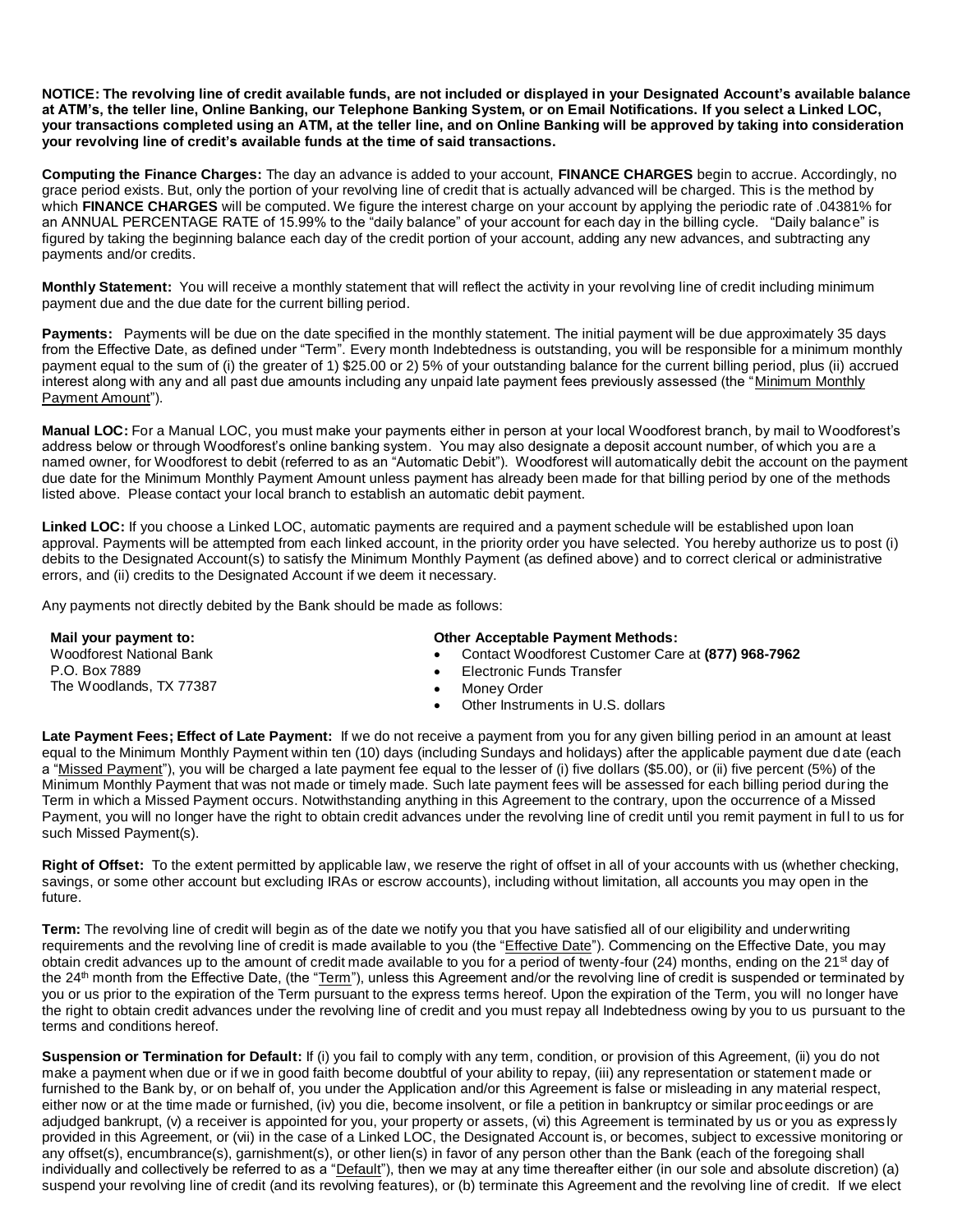**NOTICE: The revolving line of credit available funds, are not included or displayed in your Designated Account's available balance at ATM's, the teller line, Online Banking, our Telephone Banking System, or on Email Notifications. If you select a Linked LOC, your transactions completed using an ATM, at the teller line, and on Online Banking will be approved by taking into consideration your revolving line of credit's available funds at the time of said transactions.**

**Computing the Finance Charges:** The day an advance is added to your account, **FINANCE CHARGES** begin to accrue. Accordingly, no grace period exists. But, only the portion of your revolving line of credit that is actually advanced will be charged. This is the method by which **FINANCE CHARGES** will be computed. We figure the interest charge on your account by applying the periodic rate of .04381% for an ANNUAL PERCENTAGE RATE of 15.99% to the "daily balance" of your account for each day in the billing cycle. "Daily balance" is figured by taking the beginning balance each day of the credit portion of your account, adding any new advances, and subtracting any payments and/or credits.

**Monthly Statement:** You will receive a monthly statement that will reflect the activity in your revolving line of credit including minimum payment due and the due date for the current billing period.

**Payments:** Payments will be due on the date specified in the monthly statement. The initial payment will be due approximately 35 days from the Effective Date, as defined under "Term". Every month Indebtedness is outstanding, you will be responsible for a minimum monthly payment equal to the sum of (i) the greater of 1) $25.00 or 2) 5% of your outstanding balance for the current billing period, plus (ii) accrued interest along with any and all past due amounts including any unpaid late payment fees previously assessed (the "Minimum Monthly Payment Amount").

**Manual LOC:** For a Manual LOC, you must make your payments either in person at your local Woodforest branch, by mail to Woodforest's address below or through Woodforest's online banking system. You may also designate a deposit account number, of which you are a named owner, for Woodforest to debit (referred to as an "Automatic Debit"). Woodforest will automatically debit the account on the payment due date for the Minimum Monthly Payment Amount unless payment has already been made for that billing period by one of the methods listed above. Please contact your local branch to establish an automatic debit payment.

**Linked LOC:** If you choose a Linked LOC, automatic payments are required and a payment schedule will be established upon loan approval. Payments will be attempted from each linked account, in the priority order you have selected. You hereby authorize us to post (i) debits to the Designated Account(s) to satisfy the Minimum Monthly Payment (as defined above) and to correct clerical or administrative errors, and (ii) credits to the Designated Account if we deem it necessary.

Any payments not directly debited by the Bank should be made as follows:

**Mail your payment to:**
Woodforest National Bank
P.O. Box 7889
The Woodlands, TX 77387

**Other Acceptable Payment Methods:**
- Contact Woodforest Customer Care at **(877) 968-7962**
- Electronic Funds Transfer
- Money Order
- Other Instruments in U.S. dollars

**Late Payment Fees; Effect of Late Payment:** If we do not receive a payment from you for any given billing period in an amount at least equal to the Minimum Monthly Payment within ten (10) days (including Sundays and holidays) after the applicable payment due date (each a "Missed Payment"), you will be charged a late payment fee equal to the lesser of (i) five dollars ($5.00), or (ii) five percent (5%) of the Minimum Monthly Payment that was not made or timely made. Such late payment fees will be assessed for each billing period during the Term in which a Missed Payment occurs. Notwithstanding anything in this Agreement to the contrary, upon the occurrence of a Missed Payment, you will no longer have the right to obtain credit advances under the revolving line of credit until you remit payment in full to us for such Missed Payment(s).

**Right of Offset:** To the extent permitted by applicable law, we reserve the right of offset in all of your accounts with us (whether checking, savings, or some other account but excluding IRAs or escrow accounts), including without limitation, all accounts you may open in the future.

**Term:** The revolving line of credit will begin as of the date we notify you that you have satisfied all of our eligibility and underwriting requirements and the revolving line of credit is made available to you (the "Effective Date"). Commencing on the Effective Date, you may obtain credit advances up to the amount of credit made available to you for a period of twenty-four (24) months, ending on the 21st day of the 24th month from the Effective Date, (the "Term"), unless this Agreement and/or the revolving line of credit is suspended or terminated by you or us prior to the expiration of the Term pursuant to the express terms hereof. Upon the expiration of the Term, you will no longer have the right to obtain credit advances under the revolving line of credit and you must repay all Indebtedness owing by you to us pursuant to the terms and conditions hereof.

**Suspension or Termination for Default:** If (i) you fail to comply with any term, condition, or provision of this Agreement, (ii) you do not make a payment when due or if we in good faith become doubtful of your ability to repay, (iii) any representation or statement made or furnished to the Bank by, or on behalf of, you under the Application and/or this Agreement is false or misleading in any material respect, either now or at the time made or furnished, (iv) you die, become insolvent, or file a petition in bankruptcy or similar proceedings or are adjudged bankrupt, (v) a receiver is appointed for you, your property or assets, (vi) this Agreement is terminated by us or you as expressly provided in this Agreement, or (vii) in the case of a Linked LOC, the Designated Account is, or becomes, subject to excessive monitoring or any offset(s), encumbrance(s), garnishment(s), or other lien(s) in favor of any person other than the Bank (each of the foregoing shall individually and collectively be referred to as a "Default"), then we may at any time thereafter either (in our sole and absolute discretion) (a) suspend your revolving line of credit (and its revolving features), or (b) terminate this Agreement and the revolving line of credit. If we elect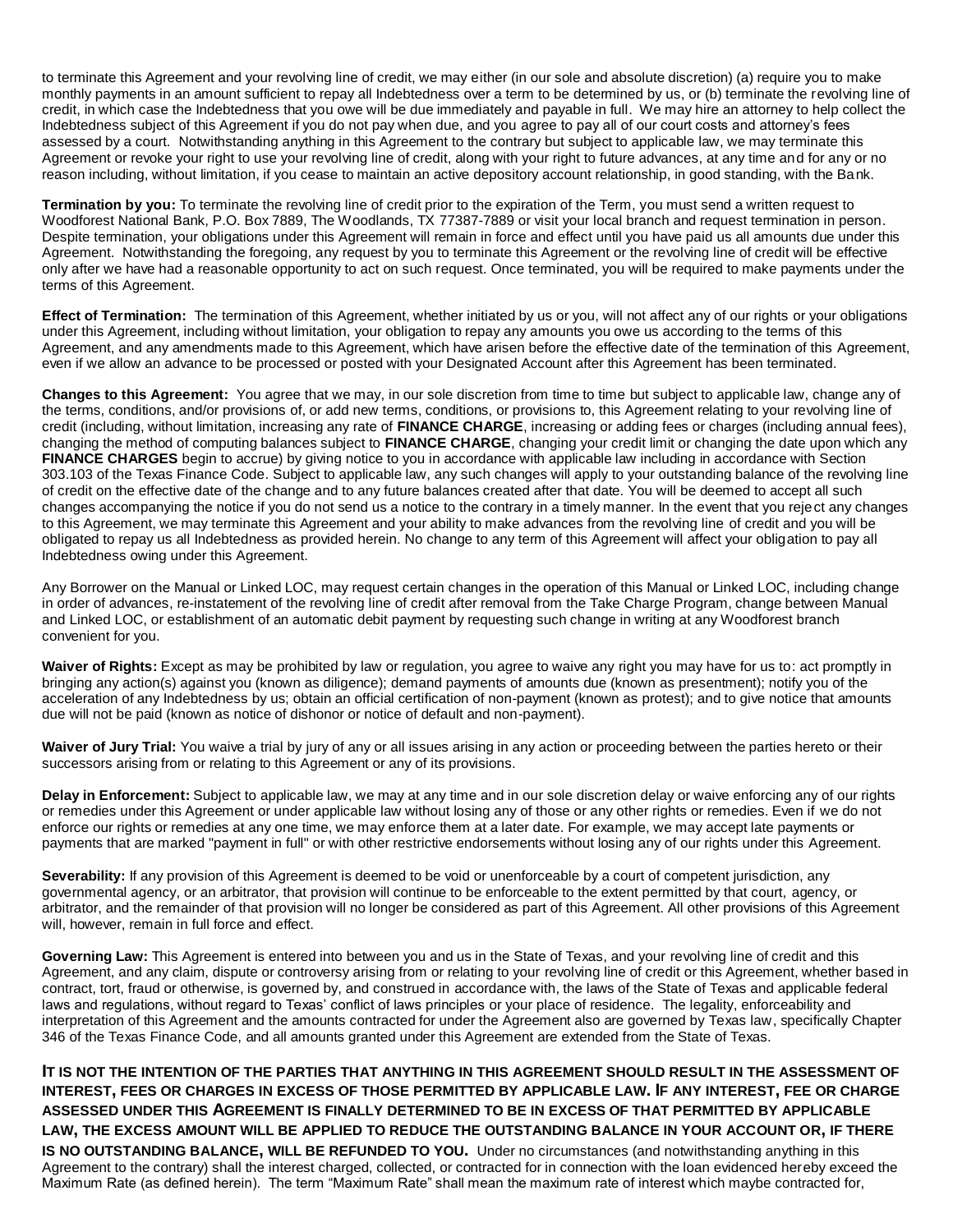to terminate this Agreement and your revolving line of credit, we may either (in our sole and absolute discretion) (a) require you to make monthly payments in an amount sufficient to repay all Indebtedness over a term to be determined by us, or (b) terminate the revolving line of credit, in which case the Indebtedness that you owe will be due immediately and payable in full. We may hire an attorney to help collect the Indebtedness subject of this Agreement if you do not pay when due, and you agree to pay all of our court costs and attorney's fees assessed by a court. Notwithstanding anything in this Agreement to the contrary but subject to applicable law, we may terminate this Agreement or revoke your right to use your revolving line of credit, along with your right to future advances, at any time and for any or no reason including, without limitation, if you cease to maintain an active depository account relationship, in good standing, with the Bank.

**Termination by you:** To terminate the revolving line of credit prior to the expiration of the Term, you must send a written request to Woodforest National Bank, P.O. Box 7889, The Woodlands, TX 77387-7889 or visit your local branch and request termination in person. Despite termination, your obligations under this Agreement will remain in force and effect until you have paid us all amounts due under this Agreement. Notwithstanding the foregoing, any request by you to terminate this Agreement or the revolving line of credit will be effective only after we have had a reasonable opportunity to act on such request. Once terminated, you will be required to make payments under the terms of this Agreement.

**Effect of Termination:** The termination of this Agreement, whether initiated by us or you, will not affect any of our rights or your obligations under this Agreement, including without limitation, your obligation to repay any amounts you owe us according to the terms of this Agreement, and any amendments made to this Agreement, which have arisen before the effective date of the termination of this Agreement, even if we allow an advance to be processed or posted with your Designated Account after this Agreement has been terminated.

**Changes to this Agreement:** You agree that we may, in our sole discretion from time to time but subject to applicable law, change any of the terms, conditions, and/or provisions of, or add new terms, conditions, or provisions to, this Agreement relating to your revolving line of credit (including, without limitation, increasing any rate of **FINANCE CHARGE**, increasing or adding fees or charges (including annual fees), changing the method of computing balances subject to **FINANCE CHARGE**, changing your credit limit or changing the date upon which any **FINANCE CHARGES** begin to accrue) by giving notice to you in accordance with applicable law including in accordance with Section 303.103 of the Texas Finance Code. Subject to applicable law, any such changes will apply to your outstanding balance of the revolving line of credit on the effective date of the change and to any future balances created after that date. You will be deemed to accept all such changes accompanying the notice if you do not send us a notice to the contrary in a timely manner. In the event that you reject any changes to this Agreement, we may terminate this Agreement and your ability to make advances from the revolving line of credit and you will be obligated to repay us all Indebtedness as provided herein. No change to any term of this Agreement will affect your obligation to pay all Indebtedness owing under this Agreement.

Any Borrower on the Manual or Linked LOC, may request certain changes in the operation of this Manual or Linked LOC, including change in order of advances, re-instatement of the revolving line of credit after removal from the Take Charge Program, change between Manual and Linked LOC, or establishment of an automatic debit payment by requesting such change in writing at any Woodforest branch convenient for you.

**Waiver of Rights:** Except as may be prohibited by law or regulation, you agree to waive any right you may have for us to: act promptly in bringing any action(s) against you (known as diligence); demand payments of amounts due (known as presentment); notify you of the acceleration of any Indebtedness by us; obtain an official certification of non-payment (known as protest); and to give notice that amounts due will not be paid (known as notice of dishonor or notice of default and non-payment).

**Waiver of Jury Trial:** You waive a trial by jury of any or all issues arising in any action or proceeding between the parties hereto or their successors arising from or relating to this Agreement or any of its provisions.

**Delay in Enforcement:** Subject to applicable law, we may at any time and in our sole discretion delay or waive enforcing any of our rights or remedies under this Agreement or under applicable law without losing any of those or any other rights or remedies. Even if we do not enforce our rights or remedies at any one time, we may enforce them at a later date. For example, we may accept late payments or payments that are marked "payment in full" or with other restrictive endorsements without losing any of our rights under this Agreement.

**Severability:** If any provision of this Agreement is deemed to be void or unenforceable by a court of competent jurisdiction, any governmental agency, or an arbitrator, that provision will continue to be enforceable to the extent permitted by that court, agency, or arbitrator, and the remainder of that provision will no longer be considered as part of this Agreement. All other provisions of this Agreement will, however, remain in full force and effect.

**Governing Law:** This Agreement is entered into between you and us in the State of Texas, and your revolving line of credit and this Agreement, and any claim, dispute or controversy arising from or relating to your revolving line of credit or this Agreement, whether based in contract, tort, fraud or otherwise, is governed by, and construed in accordance with, the laws of the State of Texas and applicable federal laws and regulations, without regard to Texas' conflict of laws principles or your place of residence. The legality, enforceability and interpretation of this Agreement and the amounts contracted for under the Agreement also are governed by Texas law, specifically Chapter 346 of the Texas Finance Code, and all amounts granted under this Agreement are extended from the State of Texas.

**IT IS NOT THE INTENTION OF THE PARTIES THAT ANYTHING IN THIS AGREEMENT SHOULD RESULT IN THE ASSESSMENT OF INTEREST, FEES OR CHARGES IN EXCESS OF THOSE PERMITTED BY APPLICABLE LAW. IF ANY INTEREST, FEE OR CHARGE ASSESSED UNDER THIS AGREEMENT IS FINALLY DETERMINED TO BE IN EXCESS OF THAT PERMITTED BY APPLICABLE LAW, THE EXCESS AMOUNT WILL BE APPLIED TO REDUCE THE OUTSTANDING BALANCE IN YOUR ACCOUNT OR, IF THERE IS NO OUTSTANDING BALANCE, WILL BE REFUNDED TO YOU.** Under no circumstances (and notwithstanding anything in this Agreement to the contrary) shall the interest charged, collected, or contracted for in connection with the loan evidenced hereby exceed the Maximum Rate (as defined herein). The term "Maximum Rate" shall mean the maximum rate of interest which maybe contracted for,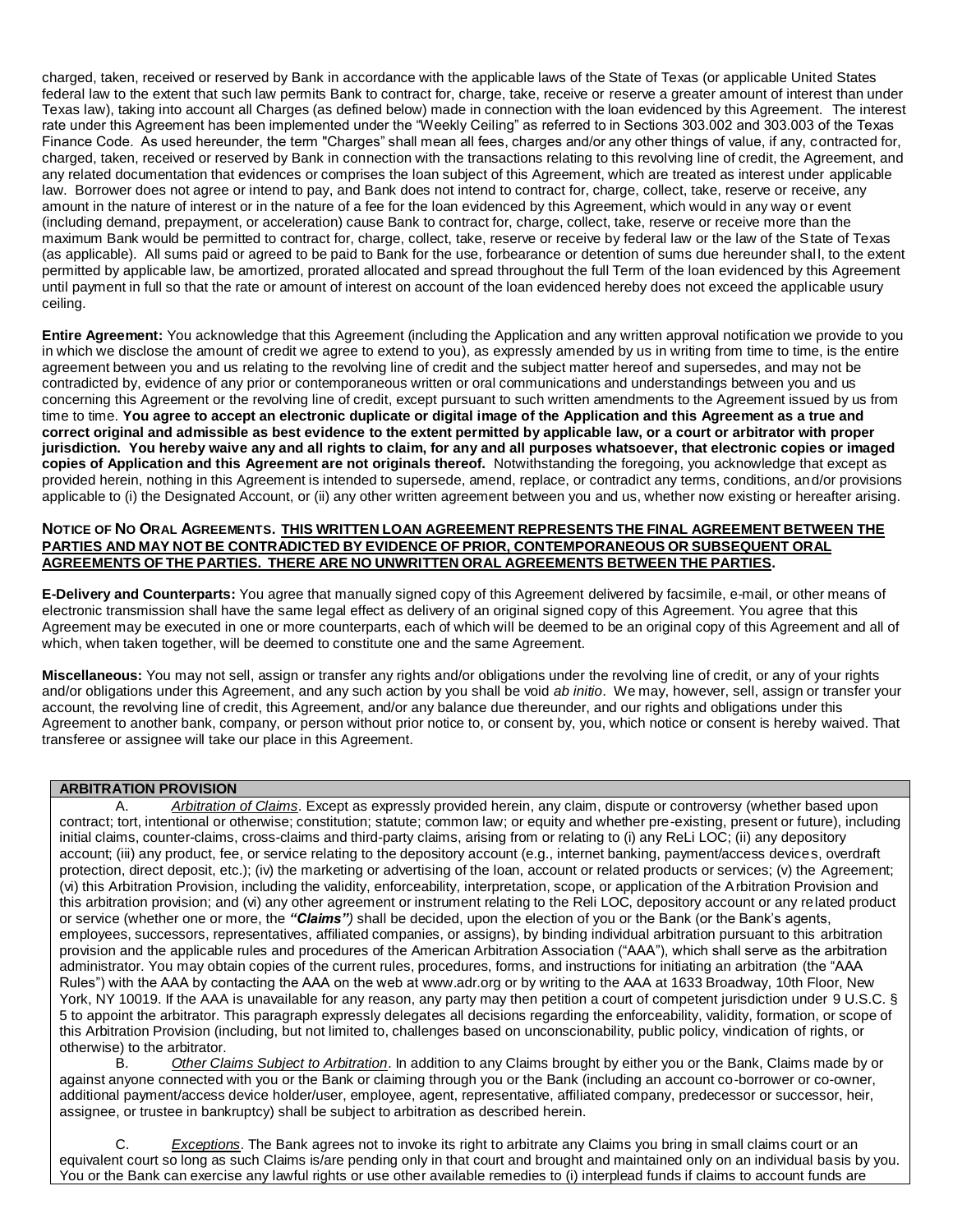charged, taken, received or reserved by Bank in accordance with the applicable laws of the State of Texas (or applicable United States federal law to the extent that such law permits Bank to contract for, charge, take, receive or reserve a greater amount of interest than under Texas law), taking into account all Charges (as defined below) made in connection with the loan evidenced by this Agreement. The interest rate under this Agreement has been implemented under the "Weekly Ceiling" as referred to in Sections 303.002 and 303.003 of the Texas Finance Code. As used hereunder, the term "Charges" shall mean all fees, charges and/or any other things of value, if any, contracted for, charged, taken, received or reserved by Bank in connection with the transactions relating to this revolving line of credit, the Agreement, and any related documentation that evidences or comprises the loan subject of this Agreement, which are treated as interest under applicable law. Borrower does not agree or intend to pay, and Bank does not intend to contract for, charge, collect, take, reserve or receive, any amount in the nature of interest or in the nature of a fee for the loan evidenced by this Agreement, which would in any way or event (including demand, prepayment, or acceleration) cause Bank to contract for, charge, collect, take, reserve or receive more than the maximum Bank would be permitted to contract for, charge, collect, take, reserve or receive by federal law or the law of the State of Texas (as applicable). All sums paid or agreed to be paid to Bank for the use, forbearance or detention of sums due hereunder shall, to the extent permitted by applicable law, be amortized, prorated allocated and spread throughout the full Term of the loan evidenced by this Agreement until payment in full so that the rate or amount of interest on account of the loan evidenced hereby does not exceed the applicable usury ceiling.

**Entire Agreement:** You acknowledge that this Agreement (including the Application and any written approval notification we provide to you in which we disclose the amount of credit we agree to extend to you), as expressly amended by us in writing from time to time, is the entire agreement between you and us relating to the revolving line of credit and the subject matter hereof and supersedes, and may not be contradicted by, evidence of any prior or contemporaneous written or oral communications and understandings between you and us concerning this Agreement or the revolving line of credit, except pursuant to such written amendments to the Agreement issued by us from time to time. **You agree to accept an electronic duplicate or digital image of the Application and this Agreement as a true and correct original and admissible as best evidence to the extent permitted by applicable law, or a court or arbitrator with proper jurisdiction. You hereby waive any and all rights to claim, for any and all purposes whatsoever, that electronic copies or imaged copies of Application and this Agreement are not originals thereof.** Notwithstanding the foregoing, you acknowledge that except as provided herein, nothing in this Agreement is intended to supersede, amend, replace, or contradict any terms, conditions, and/or provisions applicable to (i) the Designated Account, or (ii) any other written agreement between you and us, whether now existing or hereafter arising.

**NOTICE OF NO ORAL AGREEMENTS. THIS WRITTEN LOAN AGREEMENT REPRESENTS THE FINAL AGREEMENT BETWEEN THE PARTIES AND MAY NOT BE CONTRADICTED BY EVIDENCE OF PRIOR, CONTEMPORANEOUS OR SUBSEQUENT ORAL AGREEMENTS OF THE PARTIES. THERE ARE NO UNWRITTEN ORAL AGREEMENTS BETWEEN THE PARTIES.**

**E-Delivery and Counterparts:** You agree that manually signed copy of this Agreement delivered by facsimile, e-mail, or other means of electronic transmission shall have the same legal effect as delivery of an original signed copy of this Agreement. You agree that this Agreement may be executed in one or more counterparts, each of which will be deemed to be an original copy of this Agreement and all of which, when taken together, will be deemed to constitute one and the same Agreement.

**Miscellaneous:** You may not sell, assign or transfer any rights and/or obligations under the revolving line of credit, or any of your rights and/or obligations under this Agreement, and any such action by you shall be void *ab initio*. We may, however, sell, assign or transfer your account, the revolving line of credit, this Agreement, and/or any balance due thereunder, and our rights and obligations under this Agreement to another bank, company, or person without prior notice to, or consent by, you, which notice or consent is hereby waived. That transferee or assignee will take our place in this Agreement.

**ARBITRATION PROVISION**

A. *Arbitration of Claims*. Except as expressly provided herein, any claim, dispute or controversy (whether based upon contract; tort, intentional or otherwise; constitution; statute; common law; or equity and whether pre-existing, present or future), including initial claims, counter-claims, cross-claims and third-party claims, arising from or relating to (i) any ReLi LOC; (ii) any depository account; (iii) any product, fee, or service relating to the depository account (e.g., internet banking, payment/access devices, overdraft protection, direct deposit, etc.); (iv) the marketing or advertising of the loan, account or related products or services; (v) the Agreement; (vi) this Arbitration Provision, including the validity, enforceability, interpretation, scope, or application of the Arbitration Provision and this arbitration provision; and (vi) any other agreement or instrument relating to the Reli LOC, depository account or any related product or service (whether one or more, the ***"Claims")*** shall be decided, upon the election of you or the Bank (or the Bank's agents, employees, successors, representatives, affiliated companies, or assigns), by binding individual arbitration pursuant to this arbitration provision and the applicable rules and procedures of the American Arbitration Association ("AAA"), which shall serve as the arbitration administrator. You may obtain copies of the current rules, procedures, forms, and instructions for initiating an arbitration (the "AAA Rules") with the AAA by contacting the AAA on the web at www.adr.org or by writing to the AAA at 1633 Broadway, 10th Floor, New York, NY 10019. If the AAA is unavailable for any reason, any party may then petition a court of competent jurisdiction under 9 U.S.C. § 5 to appoint the arbitrator. This paragraph expressly delegates all decisions regarding the enforceability, validity, formation, or scope of this Arbitration Provision (including, but not limited to, challenges based on unconscionability, public policy, vindication of rights, or otherwise) to the arbitrator.

B. *Other Claims Subject to Arbitration*. In addition to any Claims brought by either you or the Bank, Claims made by or against anyone connected with you or the Bank or claiming through you or the Bank (including an account co-borrower or co-owner, additional payment/access device holder/user, employee, agent, representative, affiliated company, predecessor or successor, heir, assignee, or trustee in bankruptcy) shall be subject to arbitration as described herein.

C. *Exceptions*. The Bank agrees not to invoke its right to arbitrate any Claims you bring in small claims court or an equivalent court so long as such Claims is/are pending only in that court and brought and maintained only on an individual basis by you. You or the Bank can exercise any lawful rights or use other available remedies to (i) interplead funds if claims to account funds are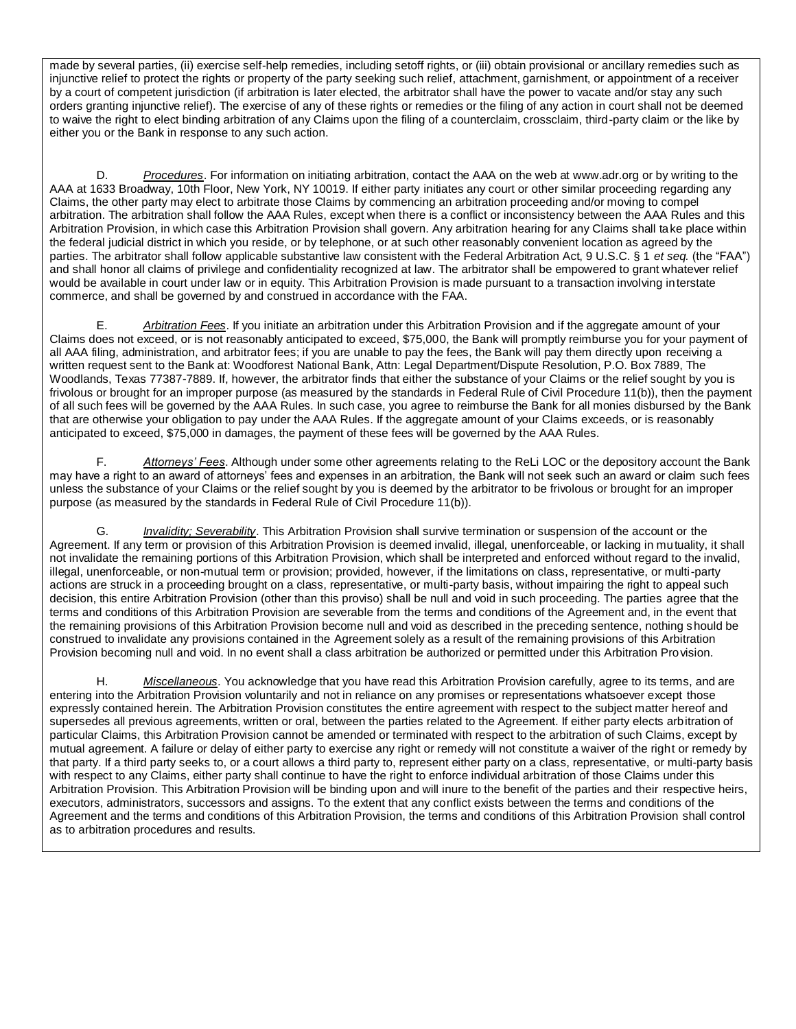made by several parties, (ii) exercise self-help remedies, including setoff rights, or (iii) obtain provisional or ancillary remedies such as injunctive relief to protect the rights or property of the party seeking such relief, attachment, garnishment, or appointment of a receiver by a court of competent jurisdiction (if arbitration is later elected, the arbitrator shall have the power to vacate and/or stay any such orders granting injunctive relief). The exercise of any of these rights or remedies or the filing of any action in court shall not be deemed to waive the right to elect binding arbitration of any Claims upon the filing of a counterclaim, crossclaim, third-party claim or the like by either you or the Bank in response to any such action.

D. *Procedures*. For information on initiating arbitration, contact the AAA on the web at www.adr.org or by writing to the AAA at 1633 Broadway, 10th Floor, New York, NY 10019. If either party initiates any court or other similar proceeding regarding any Claims, the other party may elect to arbitrate those Claims by commencing an arbitration proceeding and/or moving to compel arbitration. The arbitration shall follow the AAA Rules, except when there is a conflict or inconsistency between the AAA Rules and this Arbitration Provision, in which case this Arbitration Provision shall govern. Any arbitration hearing for any Claims shall take place within the federal judicial district in which you reside, or by telephone, or at such other reasonably convenient location as agreed by the parties. The arbitrator shall follow applicable substantive law consistent with the Federal Arbitration Act, 9 U.S.C. § 1 *et seq.* (the "FAA") and shall honor all claims of privilege and confidentiality recognized at law. The arbitrator shall be empowered to grant whatever relief would be available in court under law or in equity. This Arbitration Provision is made pursuant to a transaction involving interstate commerce, and shall be governed by and construed in accordance with the FAA.

E. *Arbitration Fees*. If you initiate an arbitration under this Arbitration Provision and if the aggregate amount of your Claims does not exceed, or is not reasonably anticipated to exceed, $75,000, the Bank will promptly reimburse you for your payment of all AAA filing, administration, and arbitrator fees; if you are unable to pay the fees, the Bank will pay them directly upon receiving a written request sent to the Bank at: Woodforest National Bank, Attn: Legal Department/Dispute Resolution, P.O. Box 7889, The Woodlands, Texas 77387-7889. If, however, the arbitrator finds that either the substance of your Claims or the relief sought by you is frivolous or brought for an improper purpose (as measured by the standards in Federal Rule of Civil Procedure 11(b)), then the payment of all such fees will be governed by the AAA Rules. In such case, you agree to reimburse the Bank for all monies disbursed by the Bank that are otherwise your obligation to pay under the AAA Rules. If the aggregate amount of your Claims exceeds, or is reasonably anticipated to exceed, $75,000 in damages, the payment of these fees will be governed by the AAA Rules.

F. *Attorneys' Fees*. Although under some other agreements relating to the ReLi LOC or the depository account the Bank may have a right to an award of attorneys' fees and expenses in an arbitration, the Bank will not seek such an award or claim such fees unless the substance of your Claims or the relief sought by you is deemed by the arbitrator to be frivolous or brought for an improper purpose (as measured by the standards in Federal Rule of Civil Procedure 11(b)).

G. *Invalidity; Severability*. This Arbitration Provision shall survive termination or suspension of the account or the Agreement. If any term or provision of this Arbitration Provision is deemed invalid, illegal, unenforceable, or lacking in mutuality, it shall not invalidate the remaining portions of this Arbitration Provision, which shall be interpreted and enforced without regard to the invalid, illegal, unenforceable, or non-mutual term or provision; provided, however, if the limitations on class, representative, or multi-party actions are struck in a proceeding brought on a class, representative, or multi-party basis, without impairing the right to appeal such decision, this entire Arbitration Provision (other than this proviso) shall be null and void in such proceeding. The parties agree that the terms and conditions of this Arbitration Provision are severable from the terms and conditions of the Agreement and, in the event that the remaining provisions of this Arbitration Provision become null and void as described in the preceding sentence, nothing should be construed to invalidate any provisions contained in the Agreement solely as a result of the remaining provisions of this Arbitration Provision becoming null and void. In no event shall a class arbitration be authorized or permitted under this Arbitration Provision.

H. *Miscellaneous*. You acknowledge that you have read this Arbitration Provision carefully, agree to its terms, and are entering into the Arbitration Provision voluntarily and not in reliance on any promises or representations whatsoever except those expressly contained herein. The Arbitration Provision constitutes the entire agreement with respect to the subject matter hereof and supersedes all previous agreements, written or oral, between the parties related to the Agreement. If either party elects arbitration of particular Claims, this Arbitration Provision cannot be amended or terminated with respect to the arbitration of such Claims, except by mutual agreement. A failure or delay of either party to exercise any right or remedy will not constitute a waiver of the right or remedy by that party. If a third party seeks to, or a court allows a third party to, represent either party on a class, representative, or multi-party basis with respect to any Claims, either party shall continue to have the right to enforce individual arbitration of those Claims under this Arbitration Provision. This Arbitration Provision will be binding upon and will inure to the benefit of the parties and their respective heirs, executors, administrators, successors and assigns. To the extent that any conflict exists between the terms and conditions of the Agreement and the terms and conditions of this Arbitration Provision, the terms and conditions of this Arbitration Provision shall control as to arbitration procedures and results.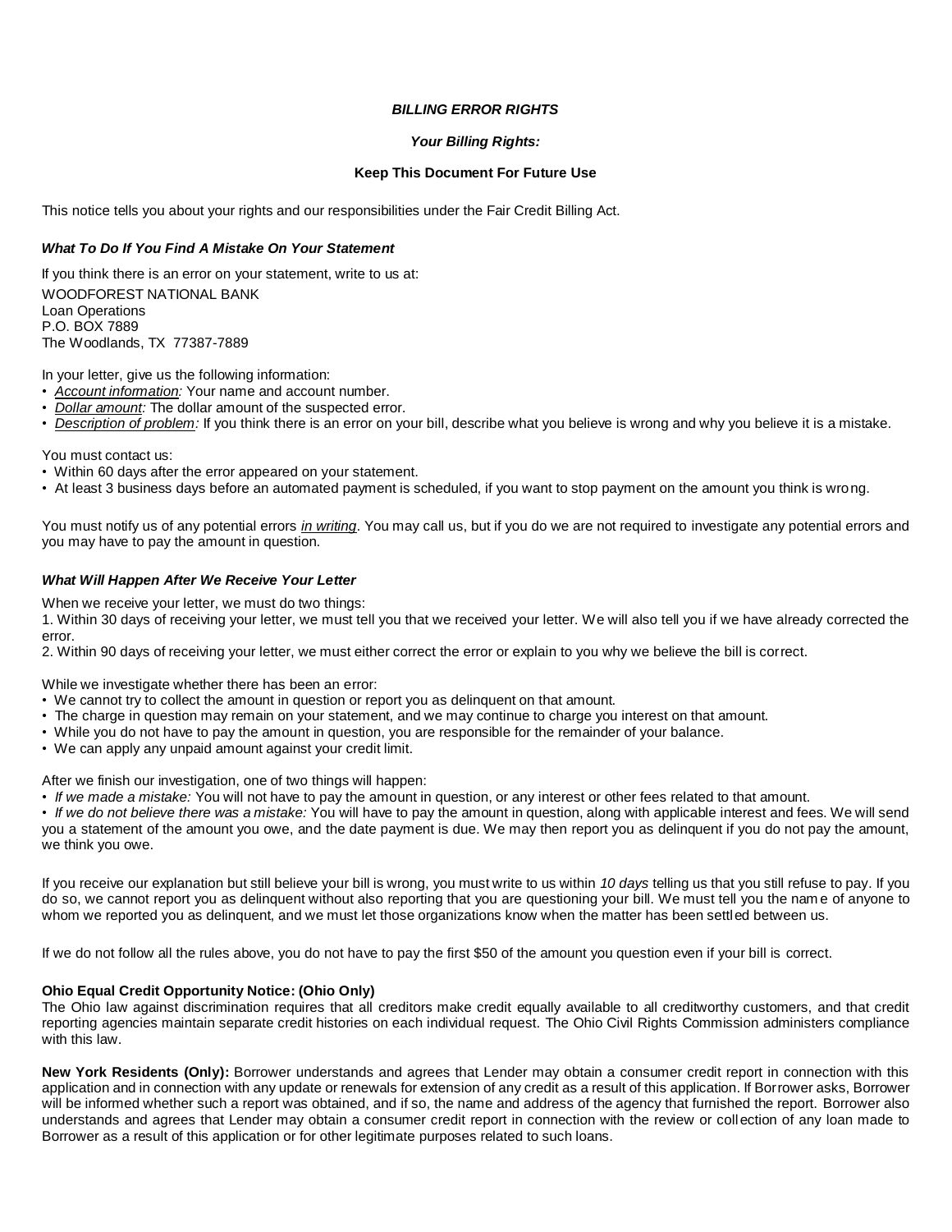### *BILLING ERROR RIGHTS*

#### *Your Billing Rights:*

#### **Keep This Document For Future Use**

This notice tells you about your rights and our responsibilities under the Fair Credit Billing Act.

***What To Do If You Find A Mistake On Your Statement***

If you think there is an error on your statement, write to us at:

WOODFOREST NATIONAL BANK
Loan Operations
P.O. BOX 7889
The Woodlands, TX 77387-7889

In your letter, give us the following information:

- *Account information:* Your name and account number.
- *Dollar amount:* The dollar amount of the suspected error.
- *Description of problem:* If you think there is an error on your bill, describe what you believe is wrong and why you believe it is a mistake.

You must contact us:

- Within 60 days after the error appeared on your statement.
- At least 3 business days before an automated payment is scheduled, if you want to stop payment on the amount you think is wrong.

You must notify us of any potential errors *in writing*. You may call us, but if you do we are not required to investigate any potential errors and you may have to pay the amount in question.

***What Will Happen After We Receive Your Letter***

When we receive your letter, we must do two things:

1. Within 30 days of receiving your letter, we must tell you that we received your letter. We will also tell you if we have already corrected the error.
2. Within 90 days of receiving your letter, we must either correct the error or explain to you why we believe the bill is correct.

While we investigate whether there has been an error:

- We cannot try to collect the amount in question or report you as delinquent on that amount.
- The charge in question may remain on your statement, and we may continue to charge you interest on that amount.
- While you do not have to pay the amount in question, you are responsible for the remainder of your balance.
- We can apply any unpaid amount against your credit limit.

After we finish our investigation, one of two things will happen:

- *If we made a mistake:* You will not have to pay the amount in question, or any interest or other fees related to that amount.
- *If we do not believe there was a mistake:* You will have to pay the amount in question, along with applicable interest and fees. We will send you a statement of the amount you owe, and the date payment is due. We may then report you as delinquent if you do not pay the amount, we think you owe.

If you receive our explanation but still believe your bill is wrong, you must write to us within *10 days* telling us that you still refuse to pay. If you do so, we cannot report you as delinquent without also reporting that you are questioning your bill. We must tell you the name of anyone to whom we reported you as delinquent, and we must let those organizations know when the matter has been settled between us.

If we do not follow all the rules above, you do not have to pay the first $50 of the amount you question even if your bill is correct.

**Ohio Equal Credit Opportunity Notice: (Ohio Only)**
The Ohio law against discrimination requires that all creditors make credit equally available to all creditworthy customers, and that credit reporting agencies maintain separate credit histories on each individual request. The Ohio Civil Rights Commission administers compliance with this law.

**New York Residents (Only):** Borrower understands and agrees that Lender may obtain a consumer credit report in connection with this application and in connection with any update or renewals for extension of any credit as a result of this application. If Borrower asks, Borrower will be informed whether such a report was obtained, and if so, the name and address of the agency that furnished the report. Borrower also understands and agrees that Lender may obtain a consumer credit report in connection with the review or collection of any loan made to Borrower as a result of this application or for other legitimate purposes related to such loans.